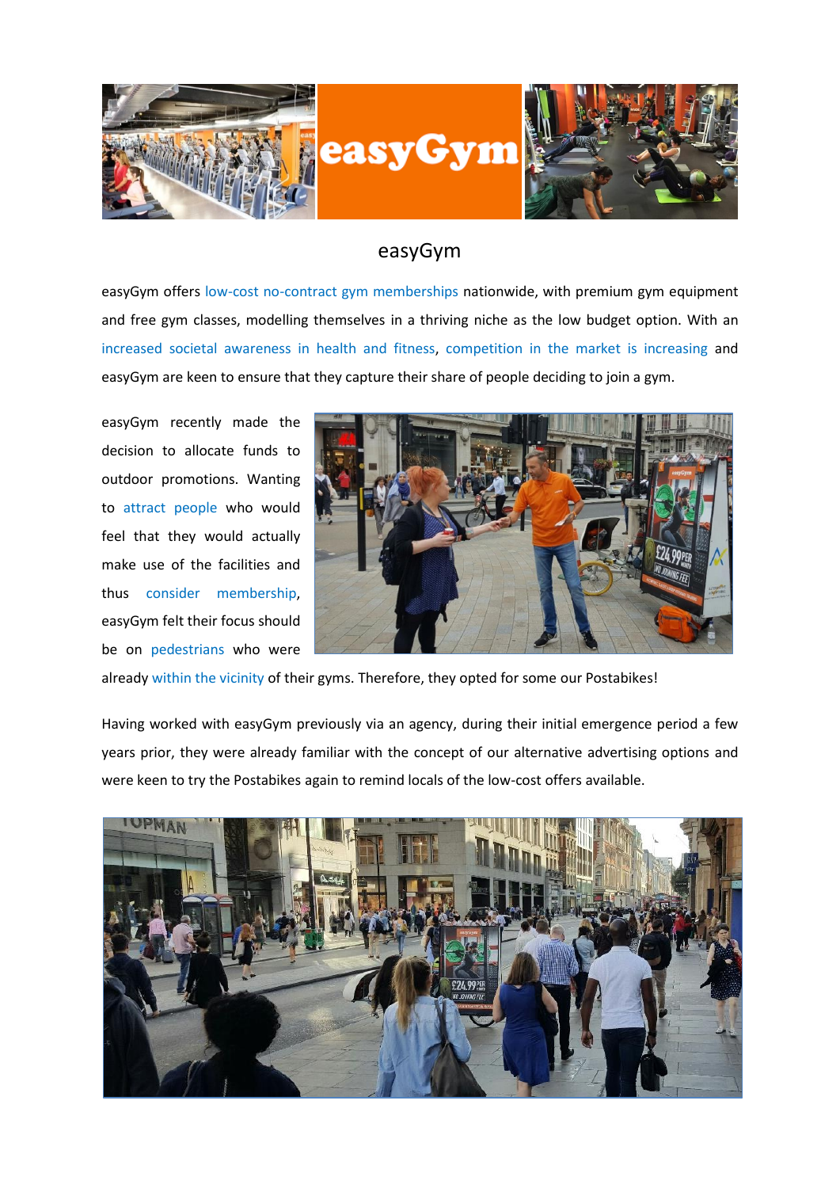# easyGym

easyGym offers low-cost no-contract gym memberships nationwide, with premium gym equipment and free gym classes, modelling themselves in a thriving niche as the low budget option. With an increased societal awareness in health and fitness, competition in the market is increasing and easyGym are keen to ensure that they capture their share of people deciding to join a gym.

easyGym recently made the decision to allocate funds to outdoor promotions. Wanting to attract people who would feel that they would actually make use of the facilities and thus consider membership, easyGym felt their focus should be on pedestrians who were already within the vicinity of their gyms. Therefore, they opted for some our Postabikes!

Having worked with easyGym previously via an agency, during their initial emergence period a few years prior, they were already familiar with the concept of our alternative advertising options and were keen to try the Postabikes again to remind locals of the low-cost offers available.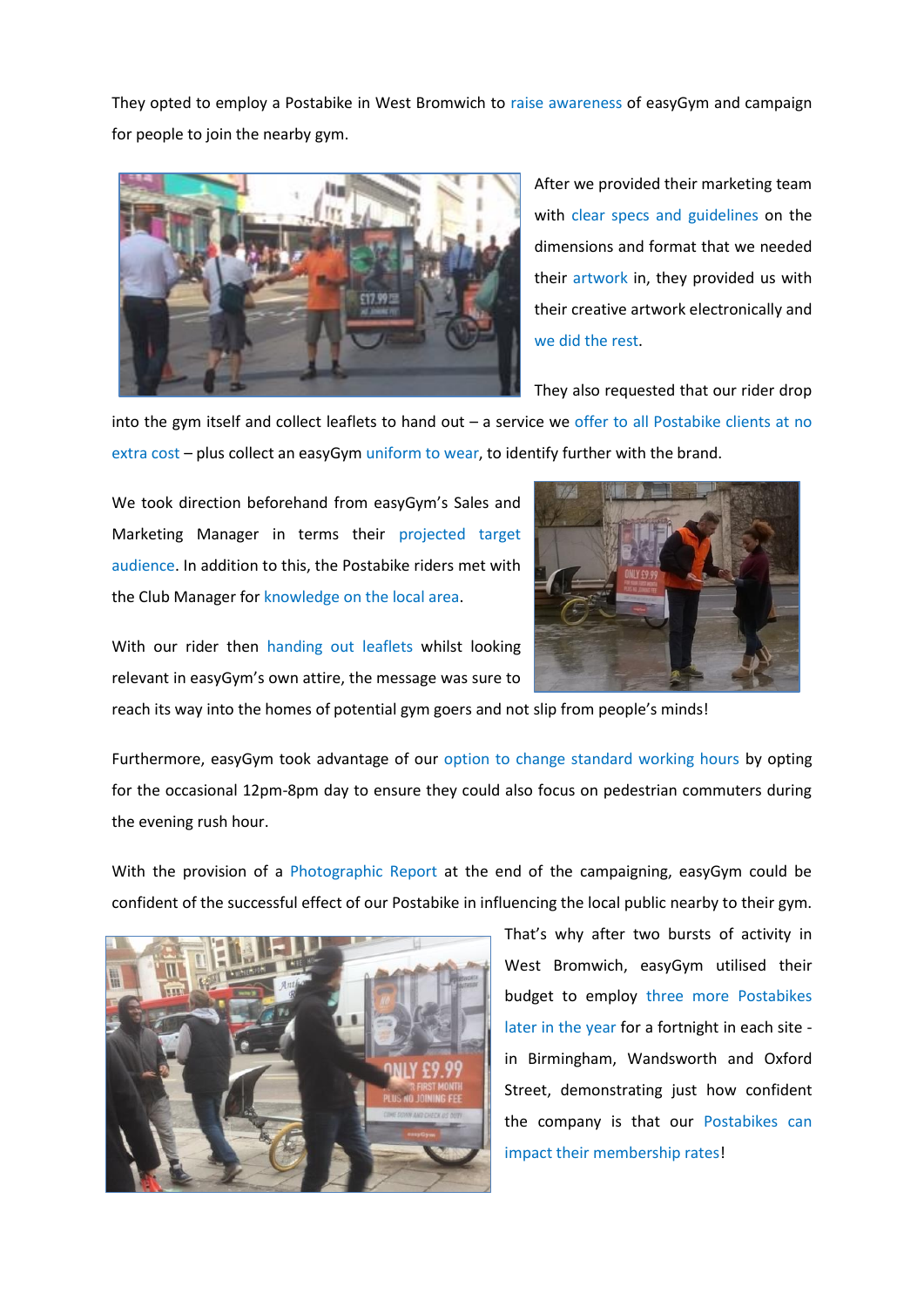They opted to employ a Postabike in West Bromwich to raise awareness of easyGym and campaign for people to join the nearby gym.

After we provided their marketing team with clear specs and guidelines on the dimensions and format that we needed their artwork in, they provided us with their creative artwork electronically and we did the rest.

They also requested that our rider drop into the gym itself and collect leaflets to hand out – a service we offer to all Postabike clients at no extra cost – plus collect an easyGym uniform to wear, to identify further with the brand.

We took direction beforehand from easyGym's Sales and Marketing Manager in terms their projected target audience. In addition to this, the Postabike riders met with the Club Manager for knowledge on the local area.

With our rider then handing out leaflets whilst looking relevant in easyGym's own attire, the message was sure to reach its way into the homes of potential gym goers and not slip from people's minds!

Furthermore, easyGym took advantage of our option to change standard working hours by opting for the occasional 12pm-8pm day to ensure they could also focus on pedestrian commuters during the evening rush hour.

With the provision of a Photographic Report at the end of the campaigning, easyGym could be confident of the successful effect of our Postabike in influencing the local public nearby to their gym.

That's why after two bursts of activity in West Bromwich, easyGym utilised their budget to employ three more Postabikes later in the year for a fortnight in each site - in Birmingham, Wandsworth and Oxford Street, demonstrating just how confident the company is that our Postabikes can impact their membership rates!